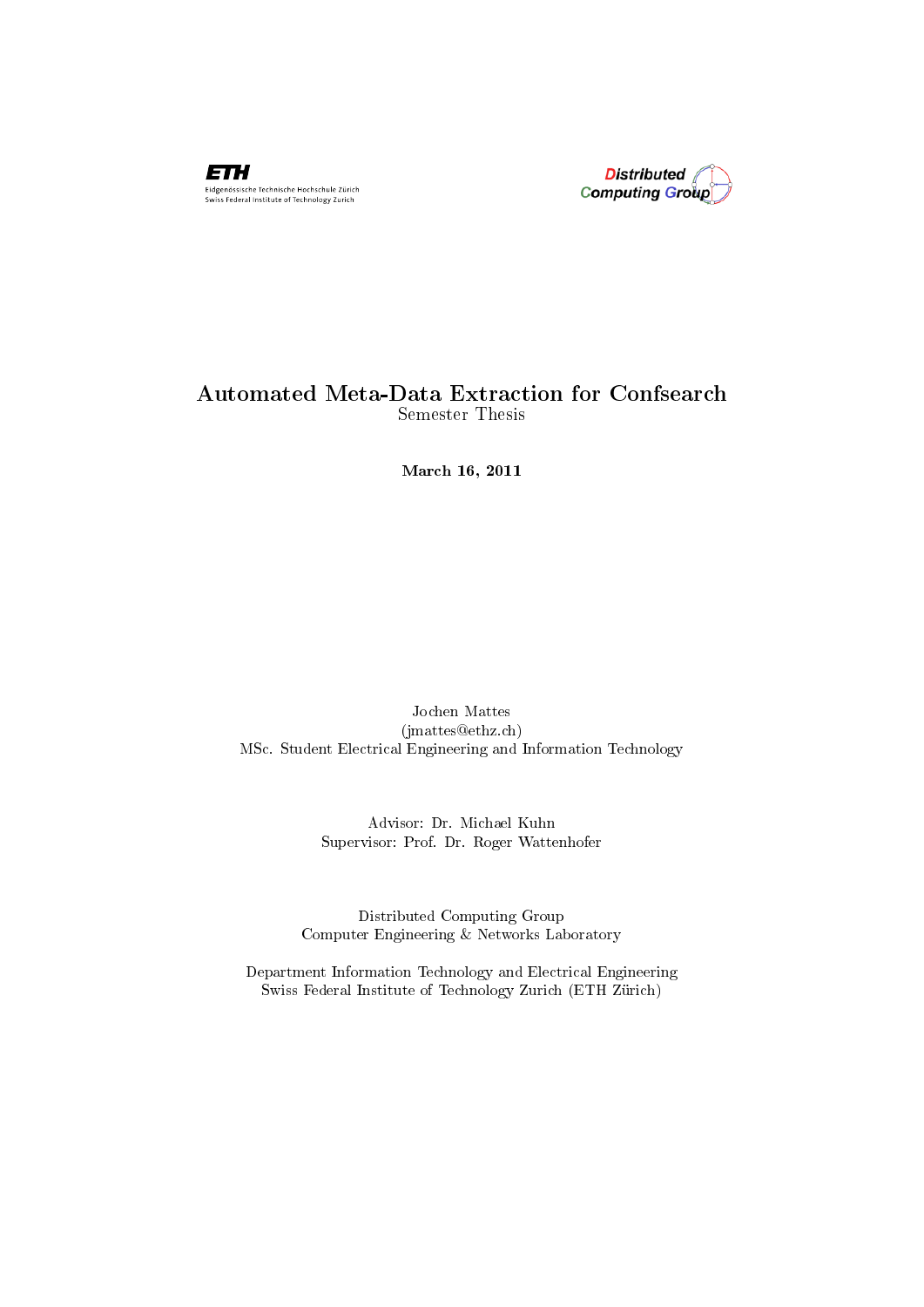ETH
Eidgenössische Technische Hochschule Zürich
Swiss Federal Institute of Technology Zurich

Distributed Computing Group

# Automated Meta-Data Extraction for Confsearch

Semester Thesis

**March 16, 2011**

Jochen Mattes
(jmattes@ethz.ch)
MSc. Student Electrical Engineering and Information Technology

Advisor: Dr. Michael Kuhn
Supervisor: Prof. Dr. Roger Wattenhofer

Distributed Computing Group
Computer Engineering & Networks Laboratory

Department Information Technology and Electrical Engineering
Swiss Federal Institute of Technology Zurich (ETH Zürich)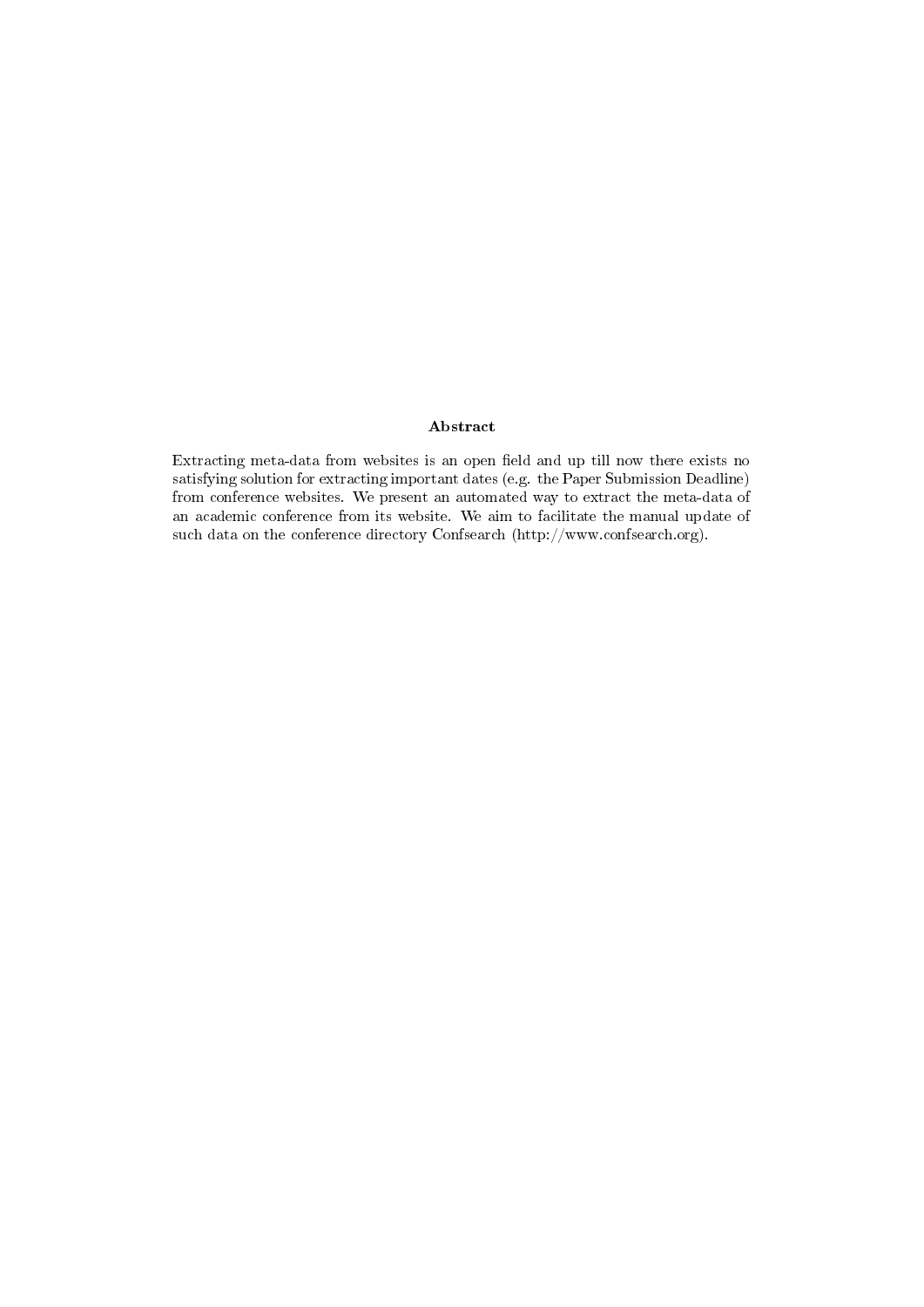## Abstract

Extracting meta-data from websites is an open field and up till now there exists no satisfying solution for extracting important dates (e.g. the Paper Submission Deadline) from conference websites. We present an automated way to extract the meta-data of an academic conference from its website. We aim to facilitate the manual update of such data on the conference directory Confsearch (http://www.confsearch.org).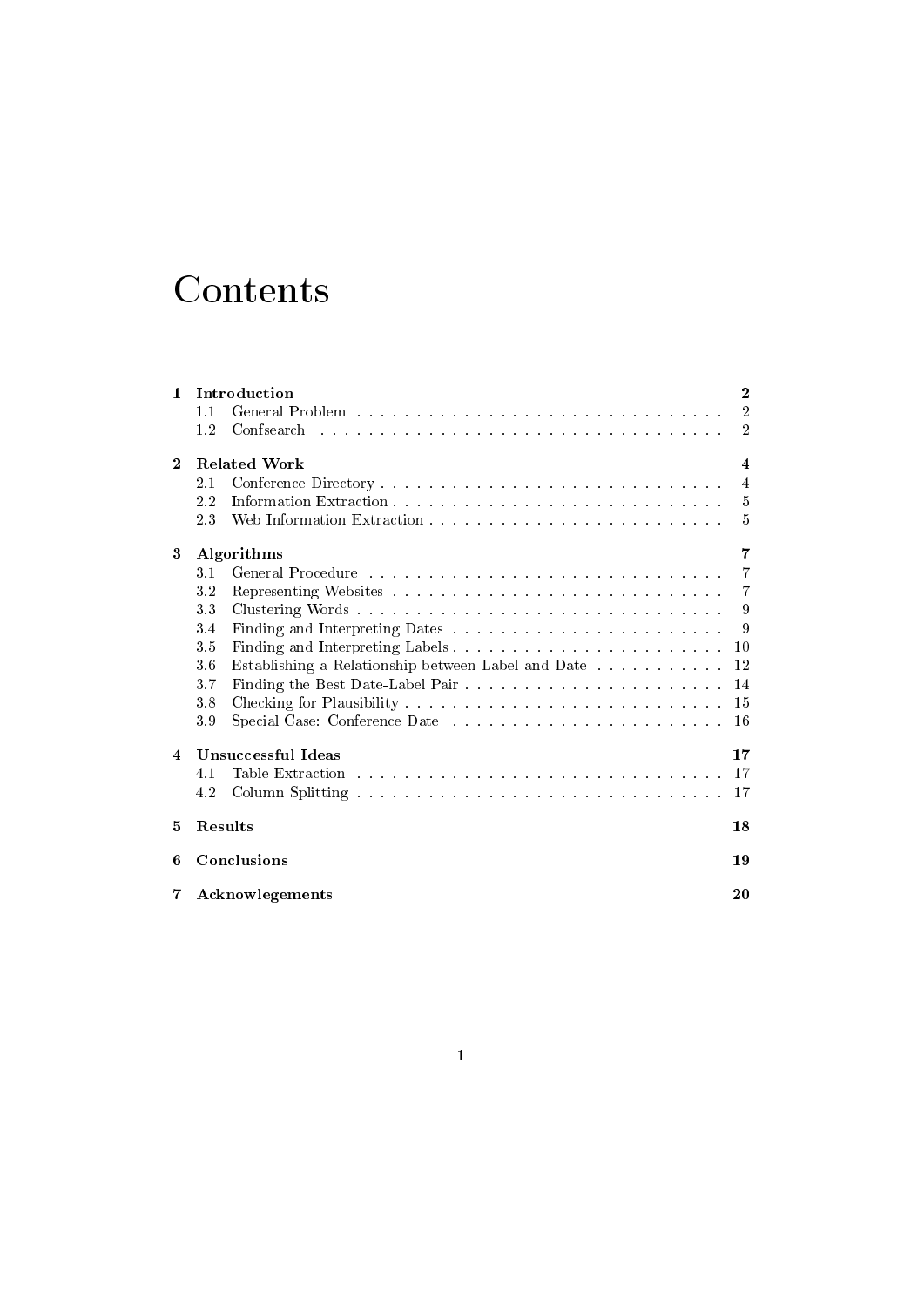# Contents

- **1 Introduction** — 2
  - 1.1 General Problem — 2
  - 1.2 Confsearch — 2
- **2 Related Work** — 4
  - 2.1 Conference Directory — 4
  - 2.2 Information Extraction — 5
  - 2.3 Web Information Extraction — 5
- **3 Algorithms** — 7
  - 3.1 General Procedure — 7
  - 3.2 Representing Websites — 7
  - 3.3 Clustering Words — 9
  - 3.4 Finding and Interpreting Dates — 9
  - 3.5 Finding and Interpreting Labels — 10
  - 3.6 Establishing a Relationship between Label and Date — 12
  - 3.7 Finding the Best Date-Label Pair — 14
  - 3.8 Checking for Plausibility — 15
  - 3.9 Special Case: Conference Date — 16
- **4 Unsuccessful Ideas** — 17
  - 4.1 Table Extraction — 17
  - 4.2 Column Splitting — 17
- **5 Results** — 18
- **6 Conclusions** — 19
- **7 Acknowlegements** — 20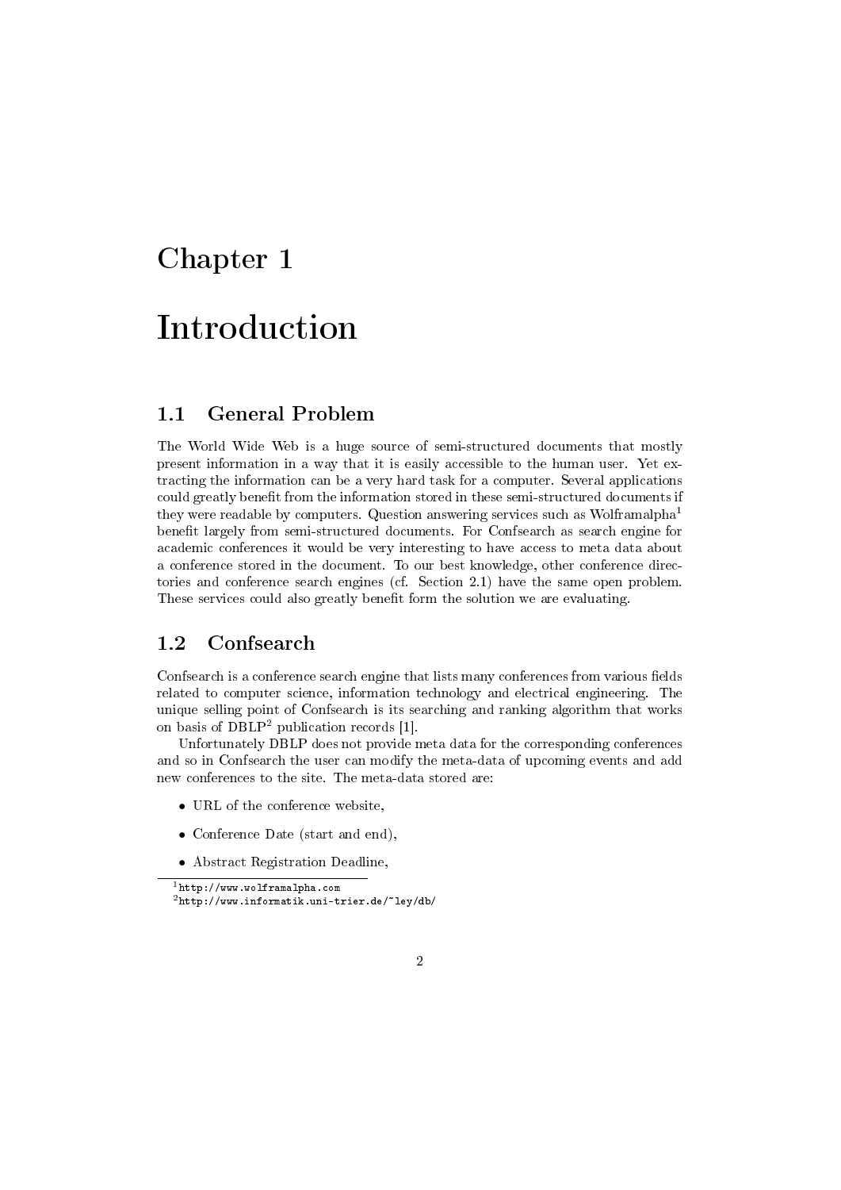# Chapter 1

# Introduction

## 1.1 General Problem

The World Wide Web is a huge source of semi-structured documents that mostly present information in a way that it is easily accessible to the human user. Yet extracting the information can be a very hard task for a computer. Several applications could greatly benefit from the information stored in these semi-structured documents if they were readable by computers. Question answering services such as Wolframalpha[1] benefit largely from semi-structured documents. For Confsearch as search engine for academic conferences it would be very interesting to have access to meta data about a conference stored in the document. To our best knowledge, other conference directories and conference search engines (cf. Section 2.1) have the same open problem. These services could also greatly benefit form the solution we are evaluating.

## 1.2 Confsearch

Confsearch is a conference search engine that lists many conferences from various fields related to computer science, information technology and electrical engineering. The unique selling point of Confsearch is its searching and ranking algorithm that works on basis of DBLP[2] publication records [1].

Unfortunately DBLP does not provide meta data for the corresponding conferences and so in Confsearch the user can modify the meta-data of upcoming events and add new conferences to the site. The meta-data stored are:

- URL of the conference website,
- Conference Date (start and end),
- Abstract Registration Deadline,

[1] http://www.wolframalpha.com

[2] http://www.informatik.uni-trier.de/~ley/db/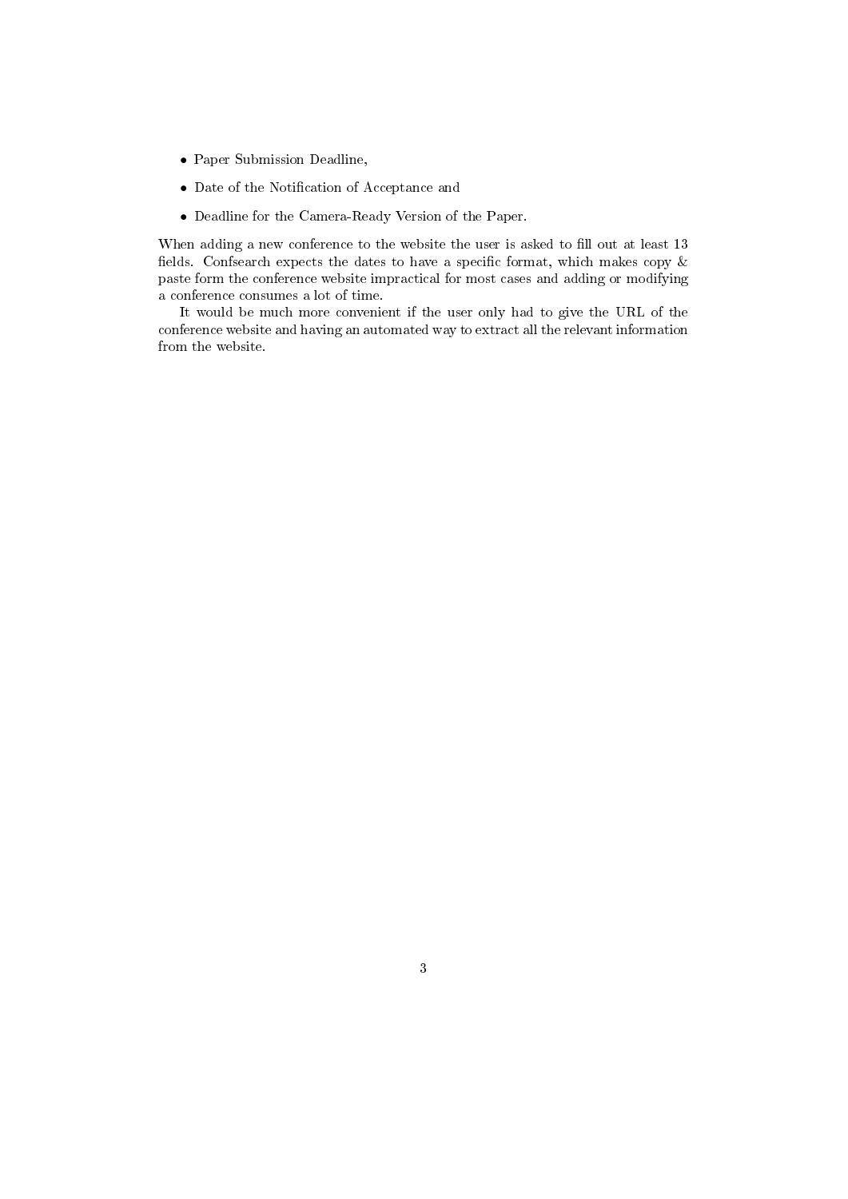- Paper Submission Deadline,
- Date of the Notification of Acceptance and
- Deadline for the Camera-Ready Version of the Paper.

When adding a new conference to the website the user is asked to fill out at least 13 fields. Confsearch expects the dates to have a specific format, which makes copy & paste form the conference website impractical for most cases and adding or modifying a conference consumes a lot of time.

It would be much more convenient if the user only had to give the URL of the conference website and having an automated way to extract all the relevant information from the website.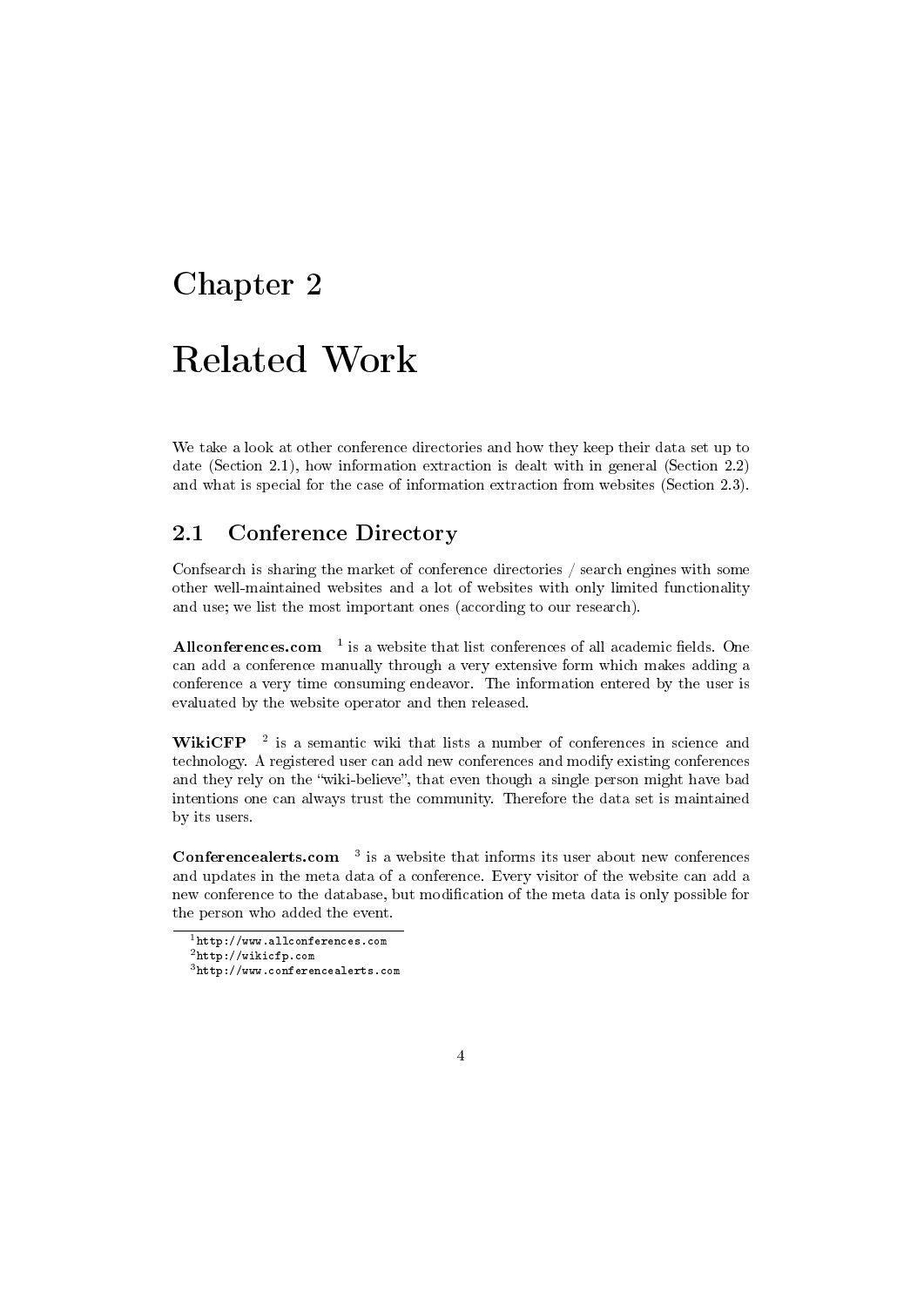# Chapter 2

# Related Work

We take a look at other conference directories and how they keep their data set up to date (Section 2.1), how information extraction is dealt with in general (Section 2.2) and what is special for the case of information extraction from websites (Section 2.3).

## 2.1 Conference Directory

Confsearch is sharing the market of conference directories / search engines with some other well-maintained websites and a lot of websites with only limited functionality and use; we list the most important ones (according to our research).

**Allconferences.com** [1] is a website that list conferences of all academic fields. One can add a conference manually through a very extensive form which makes adding a conference a very time consuming endeavor. The information entered by the user is evaluated by the website operator and then released.

**WikiCFP** [2] is a semantic wiki that lists a number of conferences in science and technology. A registered user can add new conferences and modify existing conferences and they rely on the "wiki-believe", that even though a single person might have bad intentions one can always trust the community. Therefore the data set is maintained by its users.

**Conferencealerts.com** [3] is a website that informs its user about new conferences and updates in the meta data of a conference. Every visitor of the website can add a new conference to the database, but modification of the meta data is only possible for the person who added the event.

[1] `http://www.allconferences.com`
[2] `http://wikicfp.com`
[3] `http://www.conferencealerts.com`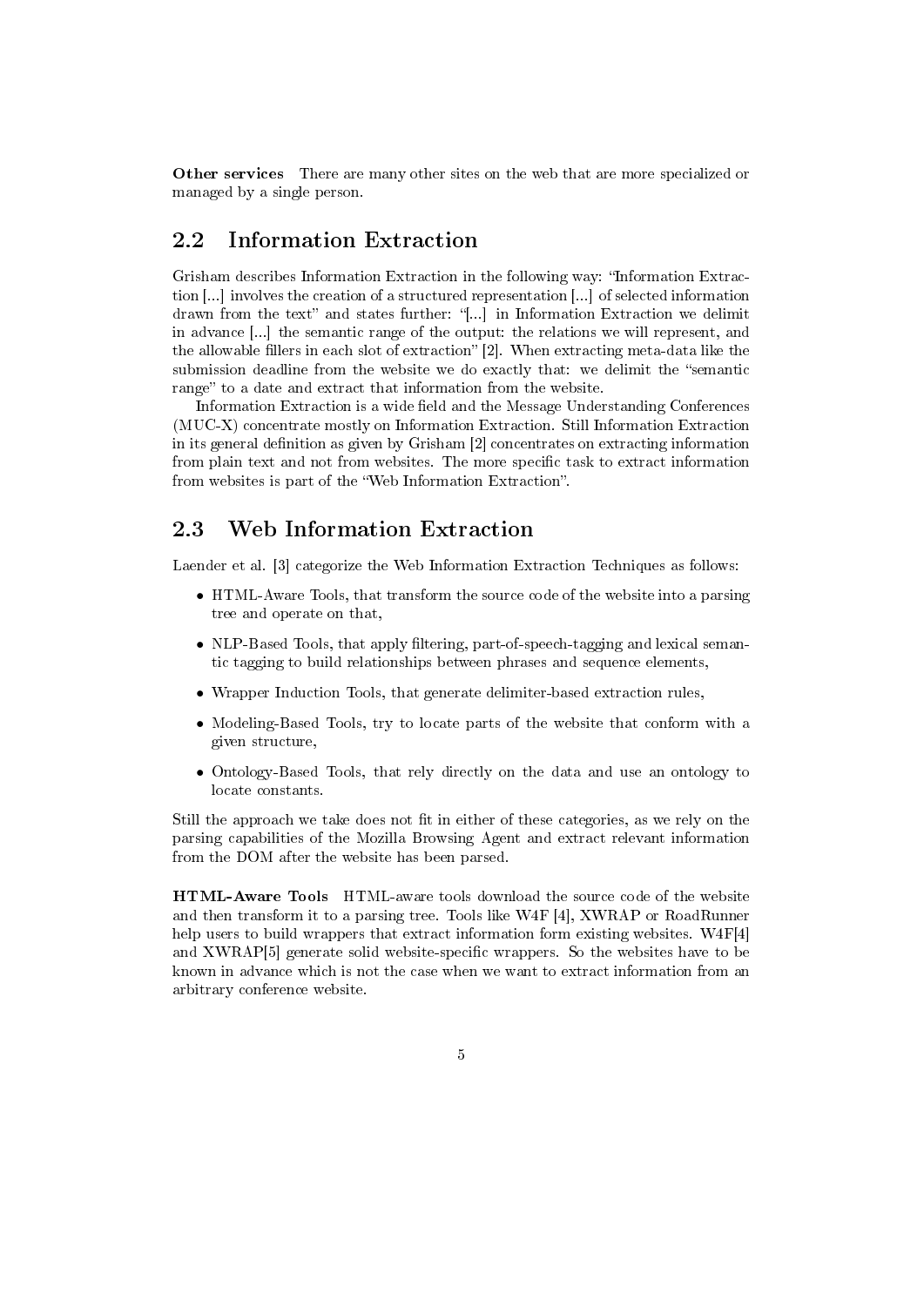**Other services** There are many other sites on the web that are more specialized or managed by a single person.

## 2.2 Information Extraction

Grisham describes Information Extraction in the following way: "Information Extraction [...] involves the creation of a structured representation [...] of selected information drawn from the text" and states further: "[...] in Information Extraction we delimit in advance [...] the semantic range of the output: the relations we will represent, and the allowable fillers in each slot of extraction" [2]. When extracting meta-data like the submission deadline from the website we do exactly that: we delimit the "semantic range" to a date and extract that information from the website.

Information Extraction is a wide field and the Message Understanding Conferences (MUC-X) concentrate mostly on Information Extraction. Still Information Extraction in its general definition as given by Grisham [2] concentrates on extracting information from plain text and not from websites. The more specific task to extract information from websites is part of the "Web Information Extraction".

## 2.3 Web Information Extraction

Laender et al. [3] categorize the Web Information Extraction Techniques as follows:

- HTML-Aware Tools, that transform the source code of the website into a parsing tree and operate on that,
- NLP-Based Tools, that apply filtering, part-of-speech-tagging and lexical semantic tagging to build relationships between phrases and sequence elements,
- Wrapper Induction Tools, that generate delimiter-based extraction rules,
- Modeling-Based Tools, try to locate parts of the website that conform with a given structure,
- Ontology-Based Tools, that rely directly on the data and use an ontology to locate constants.

Still the approach we take does not fit in either of these categories, as we rely on the parsing capabilities of the Mozilla Browsing Agent and extract relevant information from the DOM after the website has been parsed.

**HTML-Aware Tools** HTML-aware tools download the source code of the website and then transform it to a parsing tree. Tools like W4F [4], XWRAP or RoadRunner help users to build wrappers that extract information form existing websites. W4F[4] and XWRAP[5] generate solid website-specific wrappers. So the websites have to be known in advance which is not the case when we want to extract information from an arbitrary conference website.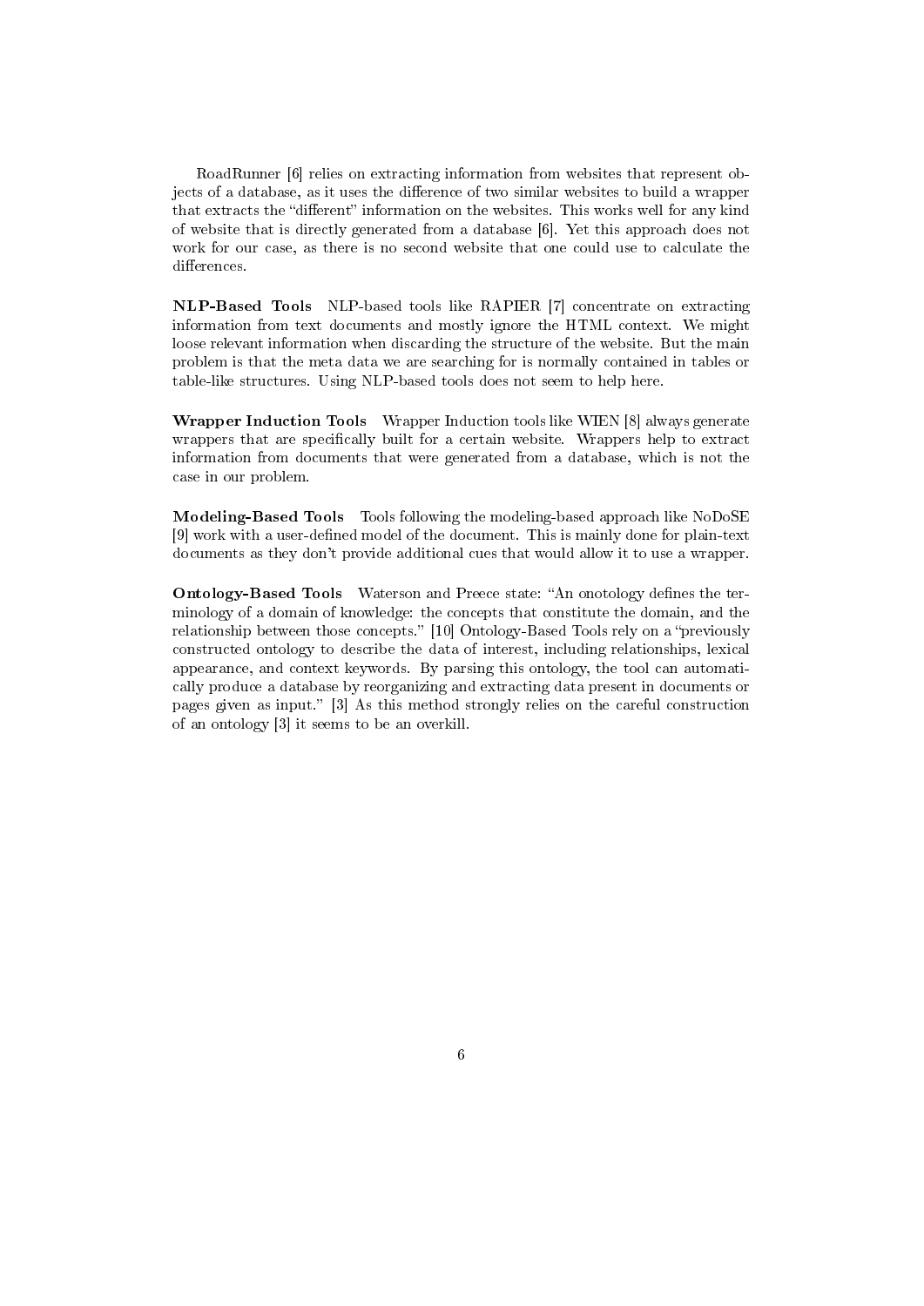RoadRunner [6] relies on extracting information from websites that represent objects of a database, as it uses the difference of two similar websites to build a wrapper that extracts the "different" information on the websites. This works well for any kind of website that is directly generated from a database [6]. Yet this approach does not work for our case, as there is no second website that one could use to calculate the differences.

**NLP-Based Tools** NLP-based tools like RAPIER [7] concentrate on extracting information from text documents and mostly ignore the HTML context. We might loose relevant information when discarding the structure of the website. But the main problem is that the meta data we are searching for is normally contained in tables or table-like structures. Using NLP-based tools does not seem to help here.

**Wrapper Induction Tools** Wrapper Induction tools like WIEN [8] always generate wrappers that are specifically built for a certain website. Wrappers help to extract information from documents that were generated from a database, which is not the case in our problem.

**Modeling-Based Tools** Tools following the modeling-based approach like NoDoSE [9] work with a user-defined model of the document. This is mainly done for plain-text documents as they don't provide additional cues that would allow it to use a wrapper.

**Ontology-Based Tools** Waterson and Preece state: "An onotology defines the terminology of a domain of knowledge: the concepts that constitute the domain, and the relationship between those concepts." [10] Ontology-Based Tools rely on a "previously constructed ontology to describe the data of interest, including relationships, lexical appearance, and context keywords. By parsing this ontology, the tool can automatically produce a database by reorganizing and extracting data present in documents or pages given as input." [3] As this method strongly relies on the careful construction of an ontology [3] it seems to be an overkill.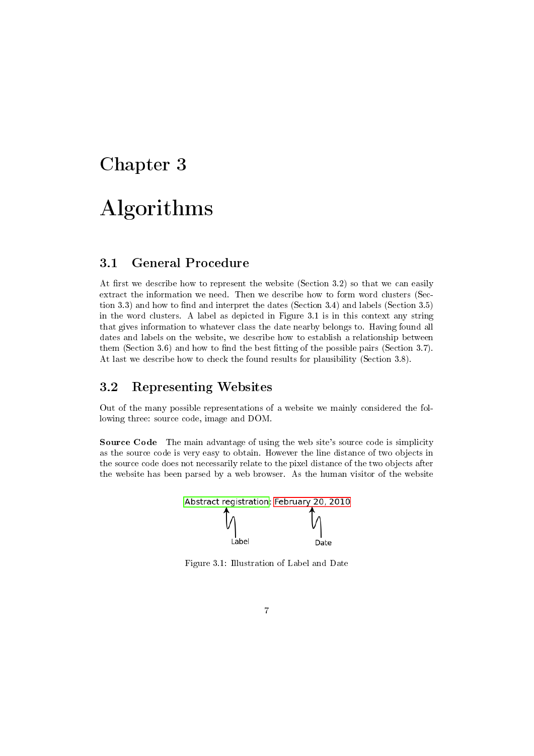# Chapter 3

# Algorithms

## 3.1 General Procedure

At first we describe how to represent the website (Section 3.2) so that we can easily extract the information we need. Then we describe how to form word clusters (Section 3.3) and how to find and interpret the dates (Section 3.4) and labels (Section 3.5) in the word clusters. A label as depicted in Figure 3.1 is in this context any string that gives information to whatever class the date nearby belongs to. Having found all dates and labels on the website, we describe how to establish a relationship between them (Section 3.6) and how to find the best fitting of the possible pairs (Section 3.7). At last we describe how to check the found results for plausibility (Section 3.8).

## 3.2 Representing Websites

Out of the many possible representations of a website we mainly considered the following three: source code, image and DOM.

**Source Code** The main advantage of using the web site's source code is simplicity as the source code is very easy to obtain. However the line distance of two objects in the source code does not necessarily relate to the pixel distance of the two objects after the website has been parsed by a web browser. As the human visitor of the website

Abstract registration: February 20, 2010

Label Date

Figure 3.1: Illustration of Label and Date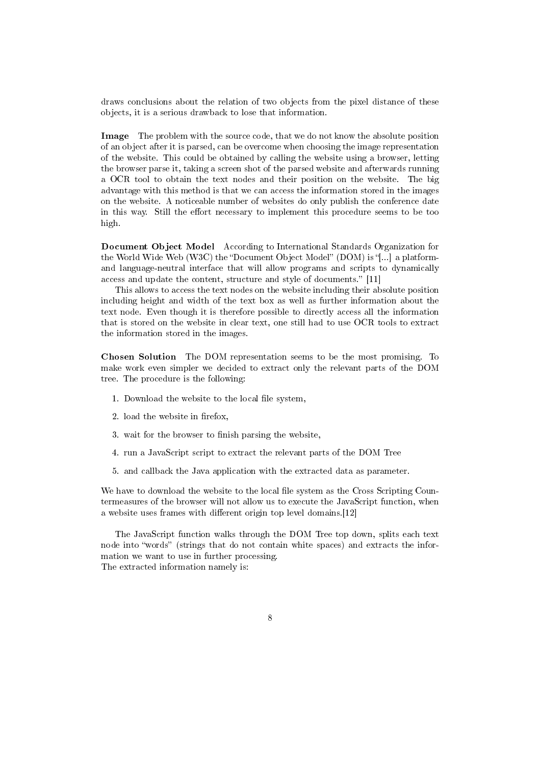draws conclusions about the relation of two objects from the pixel distance of these objects, it is a serious drawback to lose that information.

**Image** The problem with the source code, that we do not know the absolute position of an object after it is parsed, can be overcome when choosing the image representation of the website. This could be obtained by calling the website using a browser, letting the browser parse it, taking a screen shot of the parsed website and afterwards running a OCR tool to obtain the text nodes and their position on the website. The big advantage with this method is that we can access the information stored in the images on the website. A noticeable number of websites do only publish the conference date in this way. Still the effort necessary to implement this procedure seems to be too high.

**Document Object Model** According to International Standards Organization for the World Wide Web (W3C) the "Document Object Model" (DOM) is "[...] a platform- and language-neutral interface that will allow programs and scripts to dynamically access and update the content, structure and style of documents." [11]

This allows to access the text nodes on the website including their absolute position including height and width of the text box as well as further information about the text node. Even though it is therefore possible to directly access all the information that is stored on the website in clear text, one still had to use OCR tools to extract the information stored in the images.

**Chosen Solution** The DOM representation seems to be the most promising. To make work even simpler we decided to extract only the relevant parts of the DOM tree. The procedure is the following:

1. Download the website to the local file system,
2. load the website in firefox,
3. wait for the browser to finish parsing the website,
4. run a JavaScript script to extract the relevant parts of the DOM Tree
5. and callback the Java application with the extracted data as parameter.

We have to download the website to the local file system as the Cross Scripting Countermeasures of the browser will not allow us to execute the JavaScript function, when a website uses frames with different origin top level domains.[12]

The JavaScript function walks through the DOM Tree top down, splits each text node into "words" (strings that do not contain white spaces) and extracts the information we want to use in further processing.
The extracted information namely is: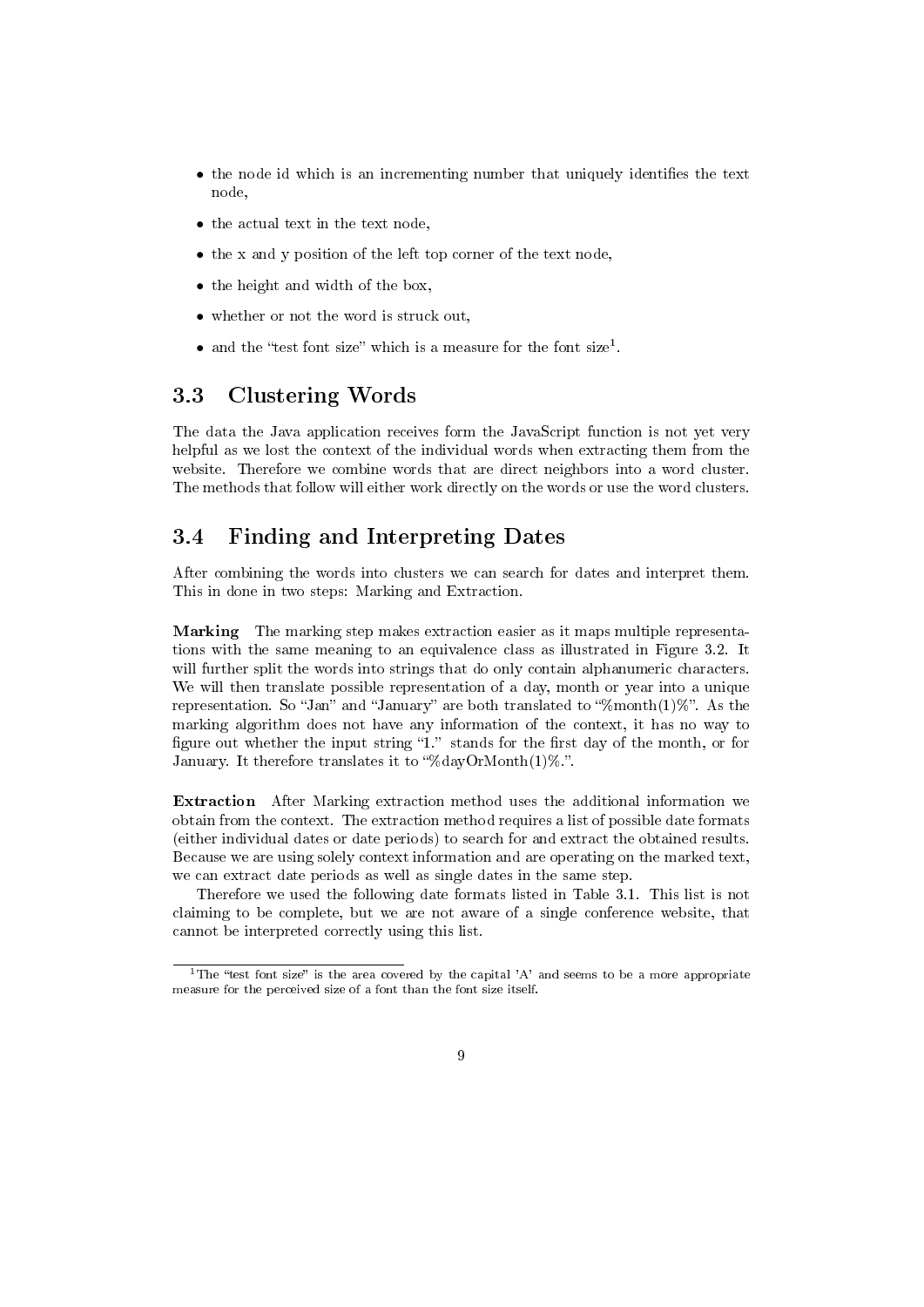- the node id which is an incrementing number that uniquely identifies the text node,
- the actual text in the text node,
- the x and y position of the left top corner of the text node,
- the height and width of the box,
- whether or not the word is struck out,
- and the "test font size" which is a measure for the font size[1].

## 3.3 Clustering Words

The data the Java application receives form the JavaScript function is not yet very helpful as we lost the context of the individual words when extracting them from the website. Therefore we combine words that are direct neighbors into a word cluster. The methods that follow will either work directly on the words or use the word clusters.

## 3.4 Finding and Interpreting Dates

After combining the words into clusters we can search for dates and interpret them. This in done in two steps: Marking and Extraction.

**Marking** The marking step makes extraction easier as it maps multiple representations with the same meaning to an equivalence class as illustrated in Figure 3.2. It will further split the words into strings that do only contain alphanumeric characters. We will then translate possible representation of a day, month or year into a unique representation. So "Jan" and "January" are both translated to "%month(1)%". As the marking algorithm does not have any information of the context, it has no way to figure out whether the input string "1." stands for the first day of the month, or for January. It therefore translates it to "%dayOrMonth(1)%.".

**Extraction** After Marking extraction method uses the additional information we obtain from the context. The extraction method requires a list of possible date formats (either individual dates or date periods) to search for and extract the obtained results. Because we are using solely context information and are operating on the marked text, we can extract date periods as well as single dates in the same step.

Therefore we used the following date formats listed in Table 3.1. This list is not claiming to be complete, but we are not aware of a single conference website, that cannot be interpreted correctly using this list.

[1] The "test font size" is the area covered by the capital 'A' and seems to be a more appropriate measure for the perceived size of a font than the font size itself.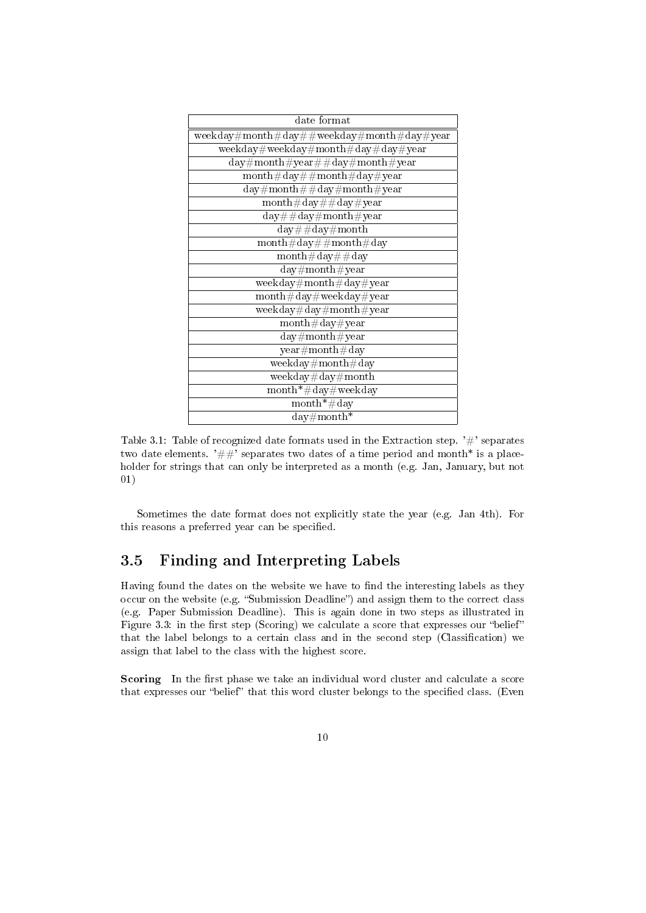| date format |
| --- |
| weekday#month#day##weekday#month#day#year |
| weekday#weekday#month#day#day#year |
| day#month#year##day#month#year |
| month#day##month#day#year |
| day#month##day#month#year |
| month#day##day#year |
| day##day#month#year |
| day##day#month |
| month#day##month#day |
| month#day##day |
| day#month#year |
| weekday#month#day#year |
| month#day#weekday#year |
| weekday#day#month#year |
| month#day#year |
| day#month#year |
| year#month#day |
| weekday#month#day |
| weekday#day#month |
| month*#day#weekday |
| month*#day |
| day#month* |

Table 3.1: Table of recognized date formats used in the Extraction step. '#' separates two date elements. '##' separates two dates of a time period and month* is a placeholder for strings that can only be interpreted as a month (e.g. Jan, January, but not 01)

Sometimes the date format does not explicitly state the year (e.g. Jan 4th). For this reasons a preferred year can be specified.

## 3.5 Finding and Interpreting Labels

Having found the dates on the website we have to find the interesting labels as they occur on the website (e.g. "Submission Deadline") and assign them to the correct class (e.g. Paper Submission Deadline). This is again done in two steps as illustrated in Figure 3.3: in the first step (Scoring) we calculate a score that expresses our "belief" that the label belongs to a certain class and in the second step (Classification) we assign that label to the class with the highest score.

**Scoring** In the first phase we take an individual word cluster and calculate a score that expresses our "belief" that this word cluster belongs to the specified class. (Even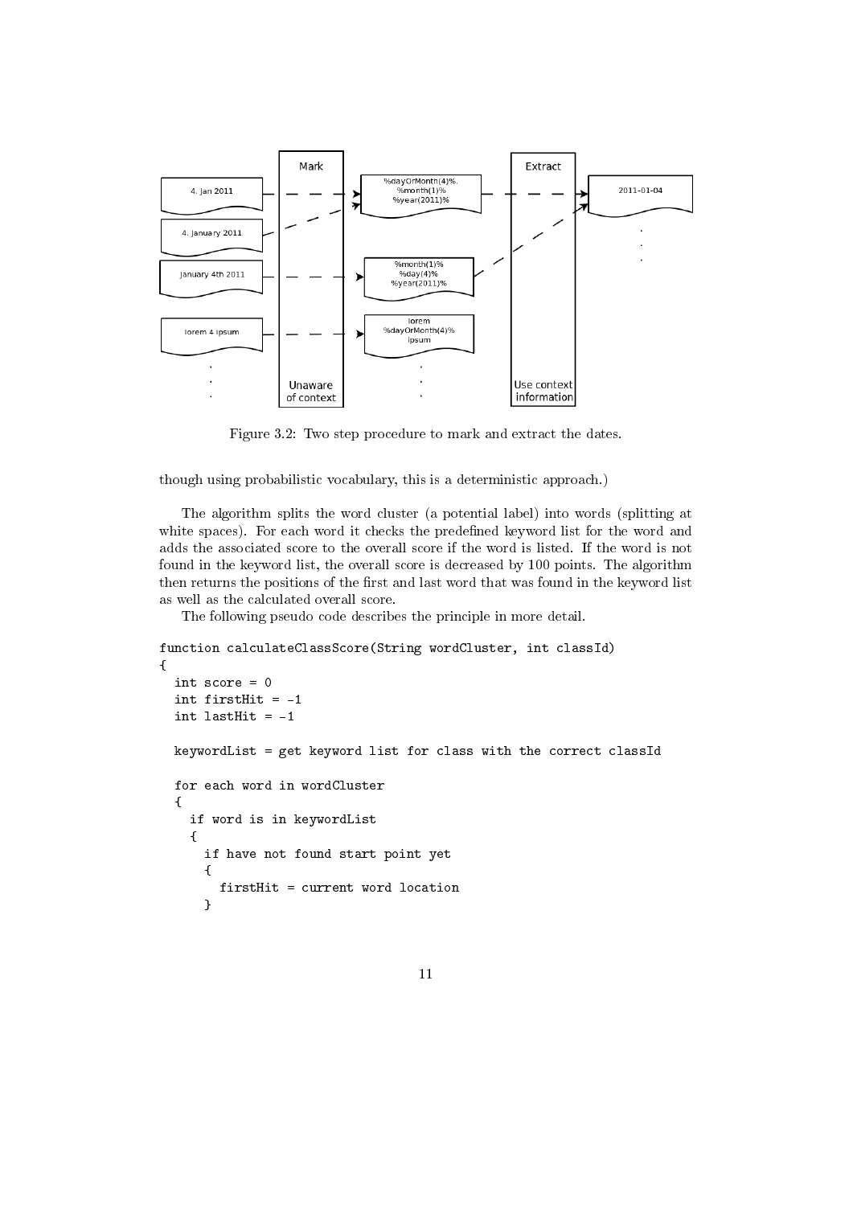Figure 3.2: Two step procedure to mark and extract the dates.

though using probabilistic vocabulary, this is a deterministic approach.)

The algorithm splits the word cluster (a potential label) into words (splitting at white spaces). For each word it checks the predefined keyword list for the word and adds the associated score to the overall score if the word is listed. If the word is not found in the keyword list, the overall score is decreased by 100 points. The algorithm then returns the positions of the first and last word that was found in the keyword list as well as the calculated overall score.

The following pseudo code describes the principle in more detail.

```
function calculateClassScore(String wordCluster, int classId)
{
  int score = 0
  int firstHit = -1
  int lastHit = -1

  keywordList = get keyword list for class with the correct classId

  for each word in wordCluster
  {
    if word is in keywordList
    {
      if have not found start point yet
      {
        firstHit = current word location
      }
```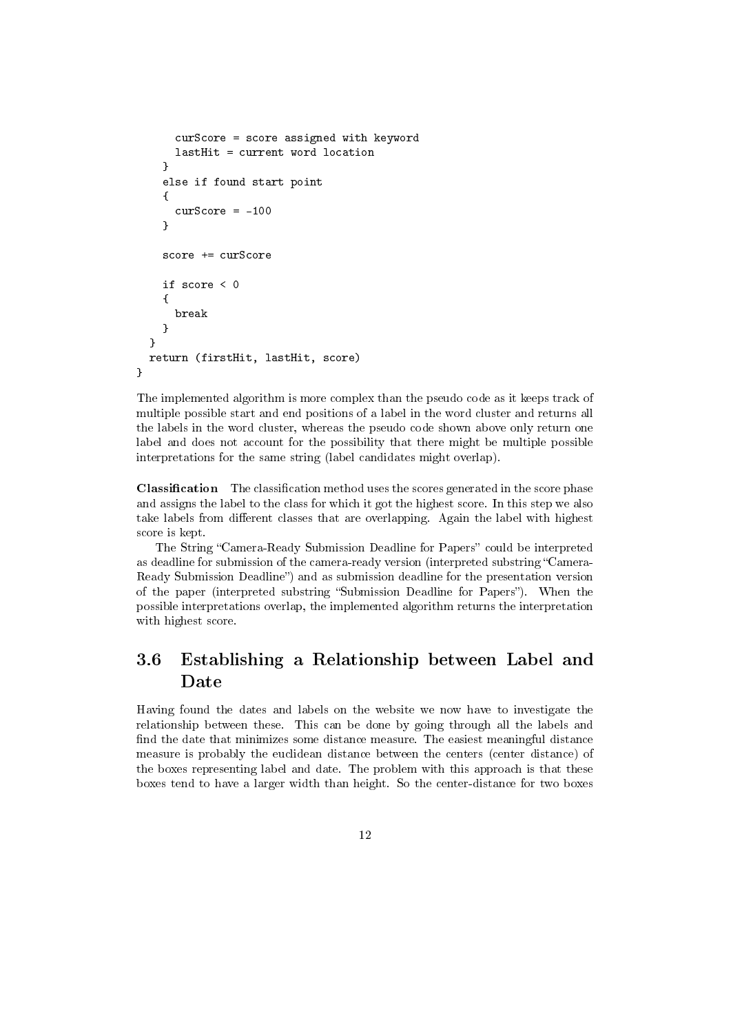```
      curScore = score assigned with keyword
      lastHit = current word location
    }
    else if found start point
    {
      curScore = -100
    }

    score += curScore

    if score < 0
    {
      break
    }
  }
  return (firstHit, lastHit, score)
}
```

The implemented algorithm is more complex than the pseudo code as it keeps track of multiple possible start and end positions of a label in the word cluster and returns all the labels in the word cluster, whereas the pseudo code shown above only return one label and does not account for the possibility that there might be multiple possible interpretations for the same string (label candidates might overlap).

**Classification** The classification method uses the scores generated in the score phase and assigns the label to the class for which it got the highest score. In this step we also take labels from different classes that are overlapping. Again the label with highest score is kept.

The String "Camera-Ready Submission Deadline for Papers" could be interpreted as deadline for submission of the camera-ready version (interpreted substring "Camera-Ready Submission Deadline") and as submission deadline for the presentation version of the paper (interpreted substring "Submission Deadline for Papers"). When the possible interpretations overlap, the implemented algorithm returns the interpretation with highest score.

## 3.6 Establishing a Relationship between Label and Date

Having found the dates and labels on the website we now have to investigate the relationship between these. This can be done by going through all the labels and find the date that minimizes some distance measure. The easiest meaningful distance measure is probably the euclidean distance between the centers (center distance) of the boxes representing label and date. The problem with this approach is that these boxes tend to have a larger width than height. So the center-distance for two boxes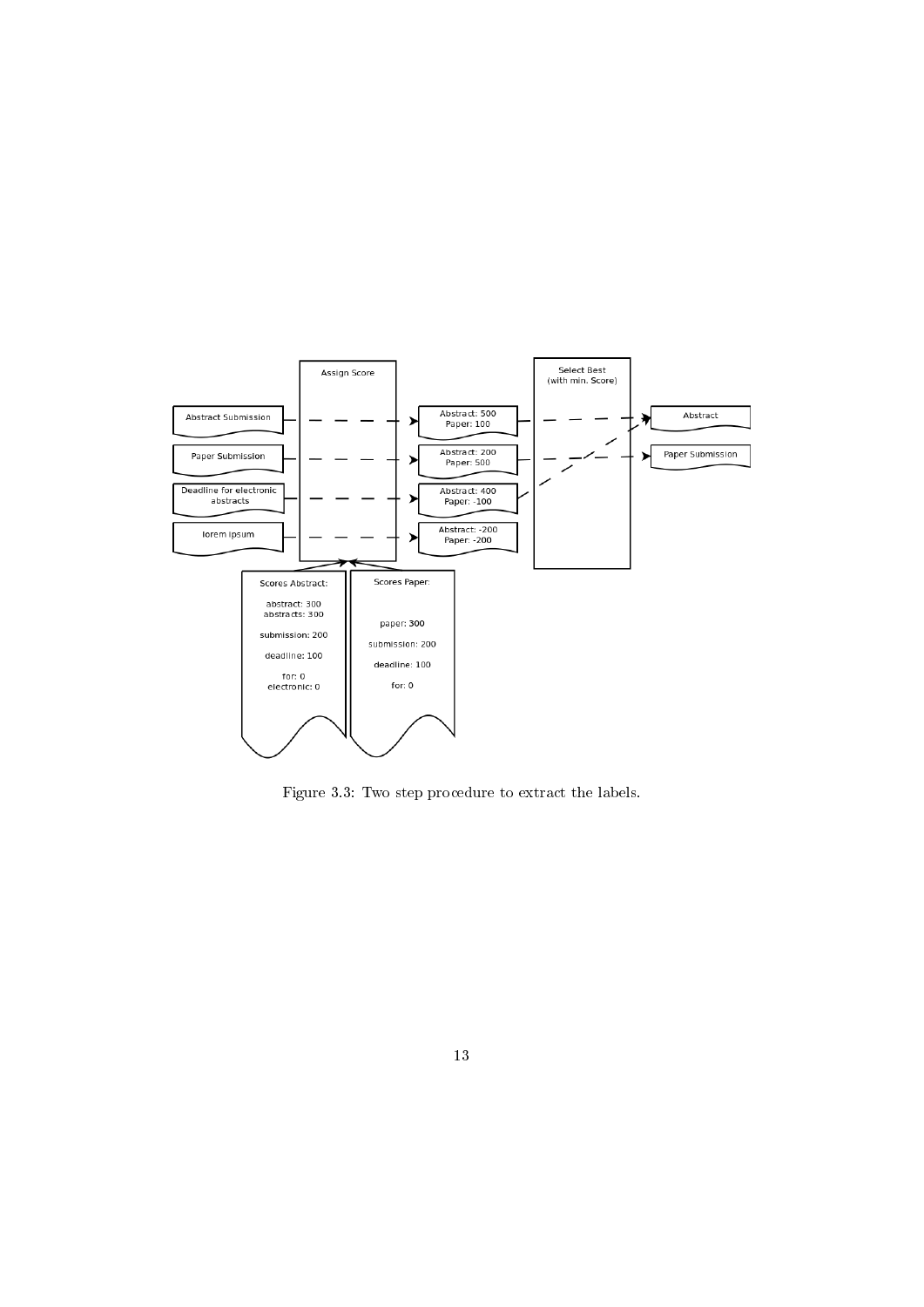Figure 3.3: Two step procedure to extract the labels.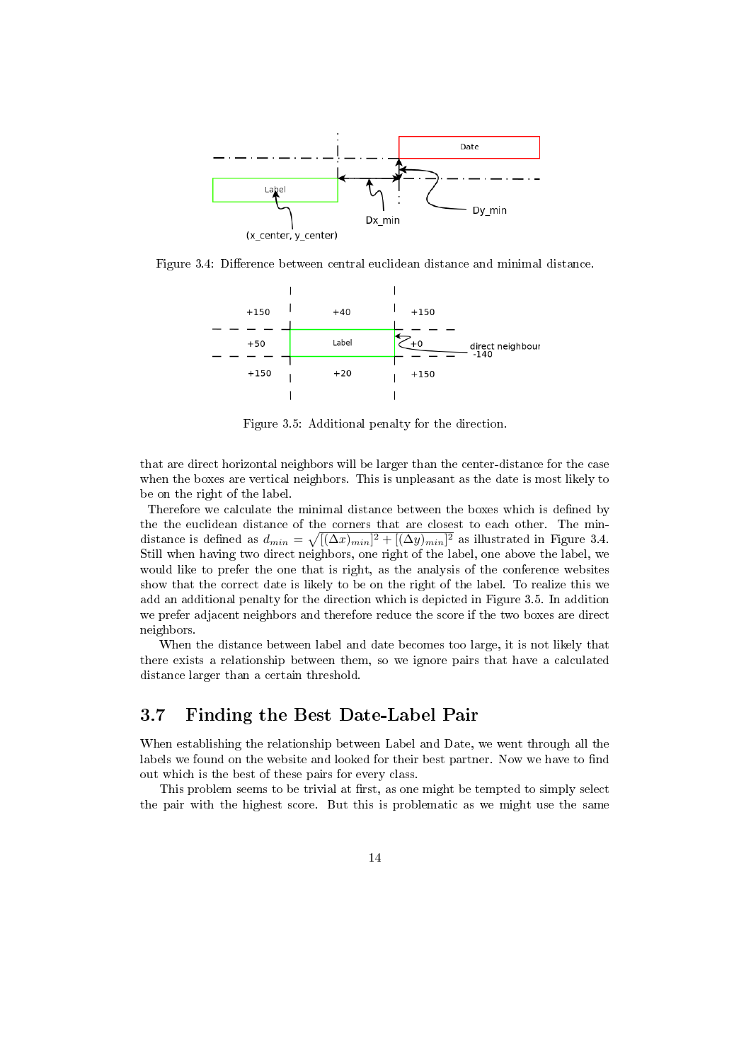Figure 3.4: Difference between central euclidean distance and minimal distance.

Figure 3.5: Additional penalty for the direction.

that are direct horizontal neighbors will be larger than the center-distance for the case when the boxes are vertical neighbors. This is unpleasant as the date is most likely to be on the right of the label.

Therefore we calculate the minimal distance between the boxes which is defined by the the euclidean distance of the corners that are closest to each other. The min-distance is defined as $d_{min} = \sqrt{[(\Delta x)_{min}]^2 + [(\Delta y)_{min}]^2}$ as illustrated in Figure 3.4. Still when having two direct neighbors, one right of the label, one above the label, we would like to prefer the one that is right, as the analysis of the conference websites show that the correct date is likely to be on the right of the label. To realize this we add an additional penalty for the direction which is depicted in Figure 3.5. In addition we prefer adjacent neighbors and therefore reduce the score if the two boxes are direct neighbors.

When the distance between label and date becomes too large, it is not likely that there exists a relationship between them, so we ignore pairs that have a calculated distance larger than a certain threshold.

## 3.7 Finding the Best Date-Label Pair

When establishing the relationship between Label and Date, we went through all the labels we found on the website and looked for their best partner. Now we have to find out which is the best of these pairs for every class.

This problem seems to be trivial at first, as one might be tempted to simply select the pair with the highest score. But this is problematic as we might use the same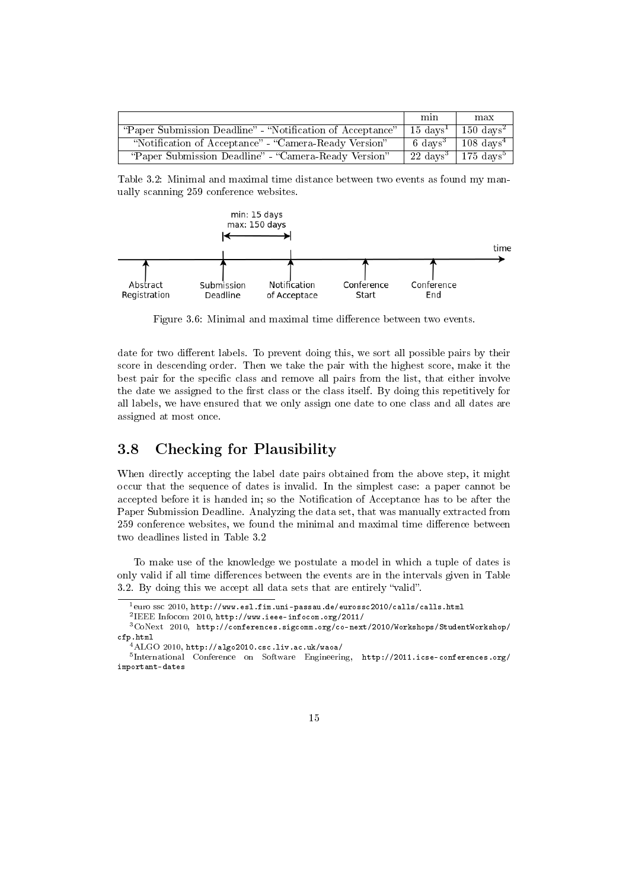| | min | max |
|---|---|---|
| "Paper Submission Deadline" - "Notification of Acceptance" | 15 days[1] | 150 days[2] |
| "Notification of Acceptance" - "Camera-Ready Version" | 6 days[3] | 108 days[4] |
| "Paper Submission Deadline" - "Camera-Ready Version" | 22 days[3] | 175 days[5] |

Table 3.2: Minimal and maximal time distance between two events as found my manually scanning 259 conference websites.

Figure 3.6: Minimal and maximal time difference between two events.

date for two different labels. To prevent doing this, we sort all possible pairs by their score in descending order. Then we take the pair with the highest score, make it the best pair for the specific class and remove all pairs from the list, that either involve the date we assigned to the first class or the class itself. By doing this repetitively for all labels, we have ensured that we only assign one date to one class and all dates are assigned at most once.

## 3.8 Checking for Plausibility

When directly accepting the label date pairs obtained from the above step, it might occur that the sequence of dates is invalid. In the simplest case: a paper cannot be accepted before it is handed in; so the Notification of Acceptance has to be after the Paper Submission Deadline. Analyzing the data set, that was manually extracted from 259 conference websites, we found the minimal and maximal time difference between two deadlines listed in Table 3.2

To make use of the knowledge we postulate a model in which a tuple of dates is only valid if all time differences between the events are in the intervals given in Table 3.2. By doing this we accept all data sets that are entirely "valid".

[1] euro ssc 2010, http://www.esl.fim.uni-passau.de/eurossc2010/calls/calls.html

[2] IEEE Infocom 2010, http://www.ieee-infocom.org/2011/

[3] CoNext 2010, http://conferences.sigcomm.org/co-next/2010/Workshops/StudentWorkshop/cfp.html

[4] ALGO 2010, http://algo2010.csc.liv.ac.uk/waoa/

[5] International Conference on Software Engineering, http://2011.icse-conferences.org/important-dates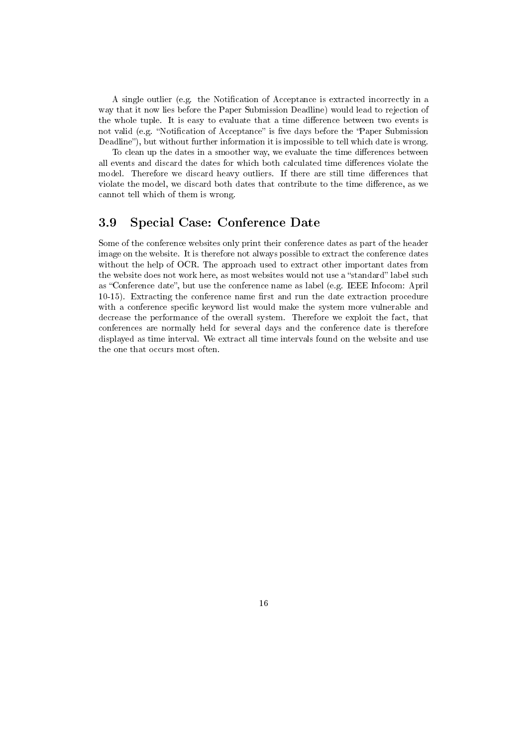A single outlier (e.g. the Notification of Acceptance is extracted incorrectly in a way that it now lies before the Paper Submission Deadline) would lead to rejection of the whole tuple. It is easy to evaluate that a time difference between two events is not valid (e.g. "Notification of Acceptance" is five days before the "Paper Submission Deadline"), but without further information it is impossible to tell which date is wrong.

To clean up the dates in a smoother way, we evaluate the time differences between all events and discard the dates for which both calculated time differences violate the model. Therefore we discard heavy outliers. If there are still time differences that violate the model, we discard both dates that contribute to the time difference, as we cannot tell which of them is wrong.

## 3.9 Special Case: Conference Date

Some of the conference websites only print their conference dates as part of the header image on the website. It is therefore not always possible to extract the conference dates without the help of OCR. The approach used to extract other important dates from the website does not work here, as most websites would not use a "standard" label such as "Conference date", but use the conference name as label (e.g. IEEE Infocom: April 10-15). Extracting the conference name first and run the date extraction procedure with a conference specific keyword list would make the system more vulnerable and decrease the performance of the overall system. Therefore we exploit the fact, that conferences are normally held for several days and the conference date is therefore displayed as time interval. We extract all time intervals found on the website and use the one that occurs most often.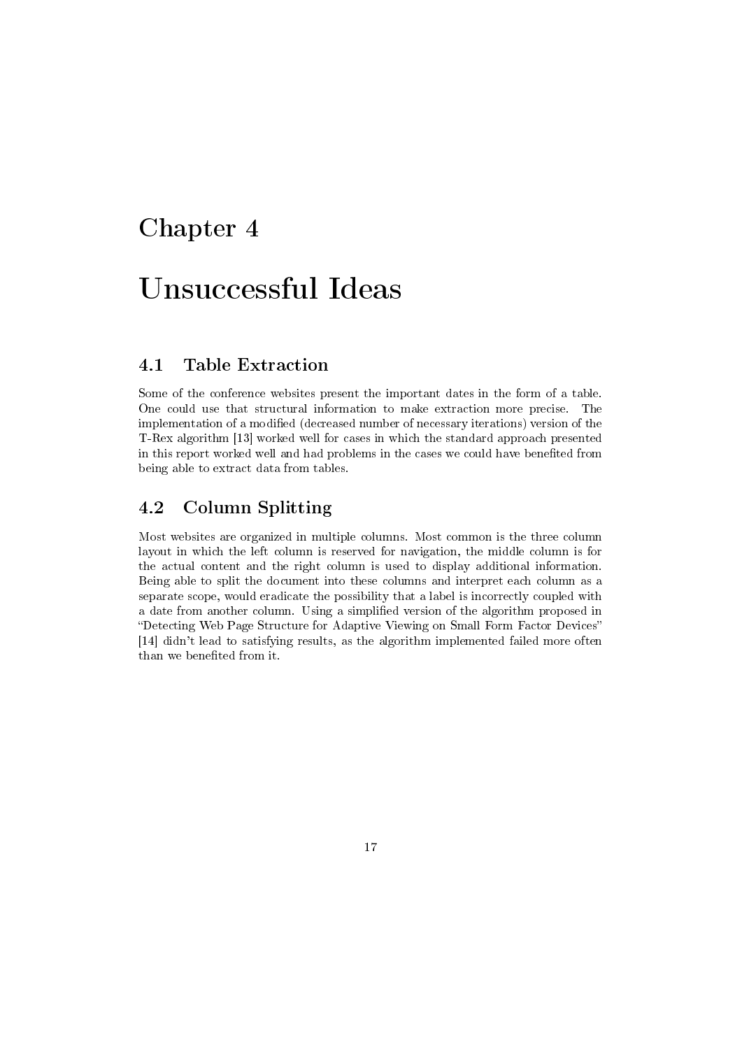# Chapter 4

# Unsuccessful Ideas

## 4.1 Table Extraction

Some of the conference websites present the important dates in the form of a table. One could use that structural information to make extraction more precise. The implementation of a modified (decreased number of necessary iterations) version of the T-Rex algorithm [13] worked well for cases in which the standard approach presented in this report worked well and had problems in the cases we could have benefited from being able to extract data from tables.

## 4.2 Column Splitting

Most websites are organized in multiple columns. Most common is the three column layout in which the left column is reserved for navigation, the middle column is for the actual content and the right column is used to display additional information. Being able to split the document into these columns and interpret each column as a separate scope, would eradicate the possibility that a label is incorrectly coupled with a date from another column. Using a simplified version of the algorithm proposed in "Detecting Web Page Structure for Adaptive Viewing on Small Form Factor Devices" [14] didn't lead to satisfying results, as the algorithm implemented failed more often than we benefited from it.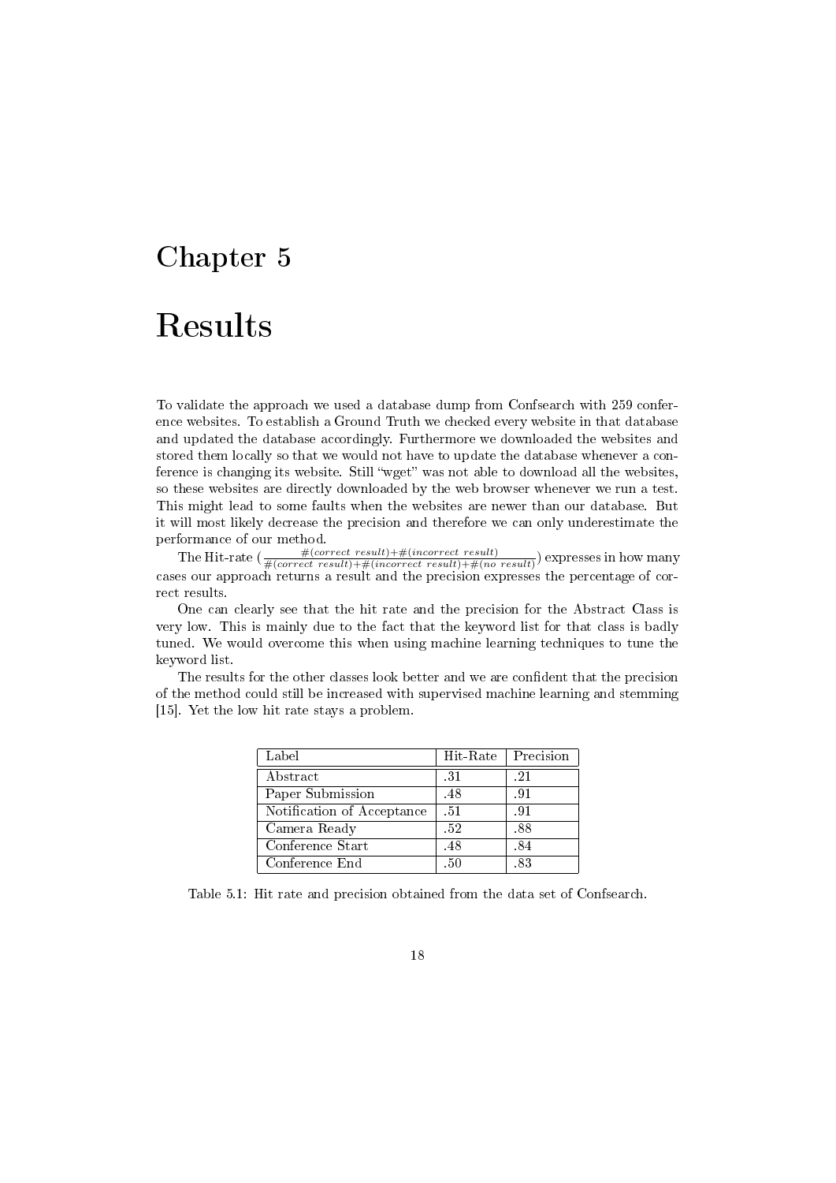# Chapter 5

# Results

To validate the approach we used a database dump from Confsearch with 259 conference websites. To establish a Ground Truth we checked every website in that database and updated the database accordingly. Furthermore we downloaded the websites and stored them locally so that we would not have to update the database whenever a conference is changing its website. Still "wget" was not able to download all the websites, so these websites are directly downloaded by the web browser whenever we run a test. This might lead to some faults when the websites are newer than our database. But it will most likely decrease the precision and therefore we can only underestimate the performance of our method.

The Hit-rate ($\frac{\#(correct\ result)+\#(incorrect\ result)}{\#(correct\ result)+\#(incorrect\ result)+\#(no\ result)}$) expresses in how many cases our approach returns a result and the precision expresses the percentage of correct results.

One can clearly see that the hit rate and the precision for the Abstract Class is very low. This is mainly due to the fact that the keyword list for that class is badly tuned. We would overcome this when using machine learning techniques to tune the keyword list.

The results for the other classes look better and we are confident that the precision of the method could still be increased with supervised machine learning and stemming [15]. Yet the low hit rate stays a problem.

| Label | Hit-Rate | Precision |
|---|---|---|
| Abstract | .31 | .21 |
| Paper Submission | .48 | .91 |
| Notification of Acceptance | .51 | .91 |
| Camera Ready | .52 | .88 |
| Conference Start | .48 | .84 |
| Conference End | .50 | .83 |

Table 5.1: Hit rate and precision obtained from the data set of Confsearch.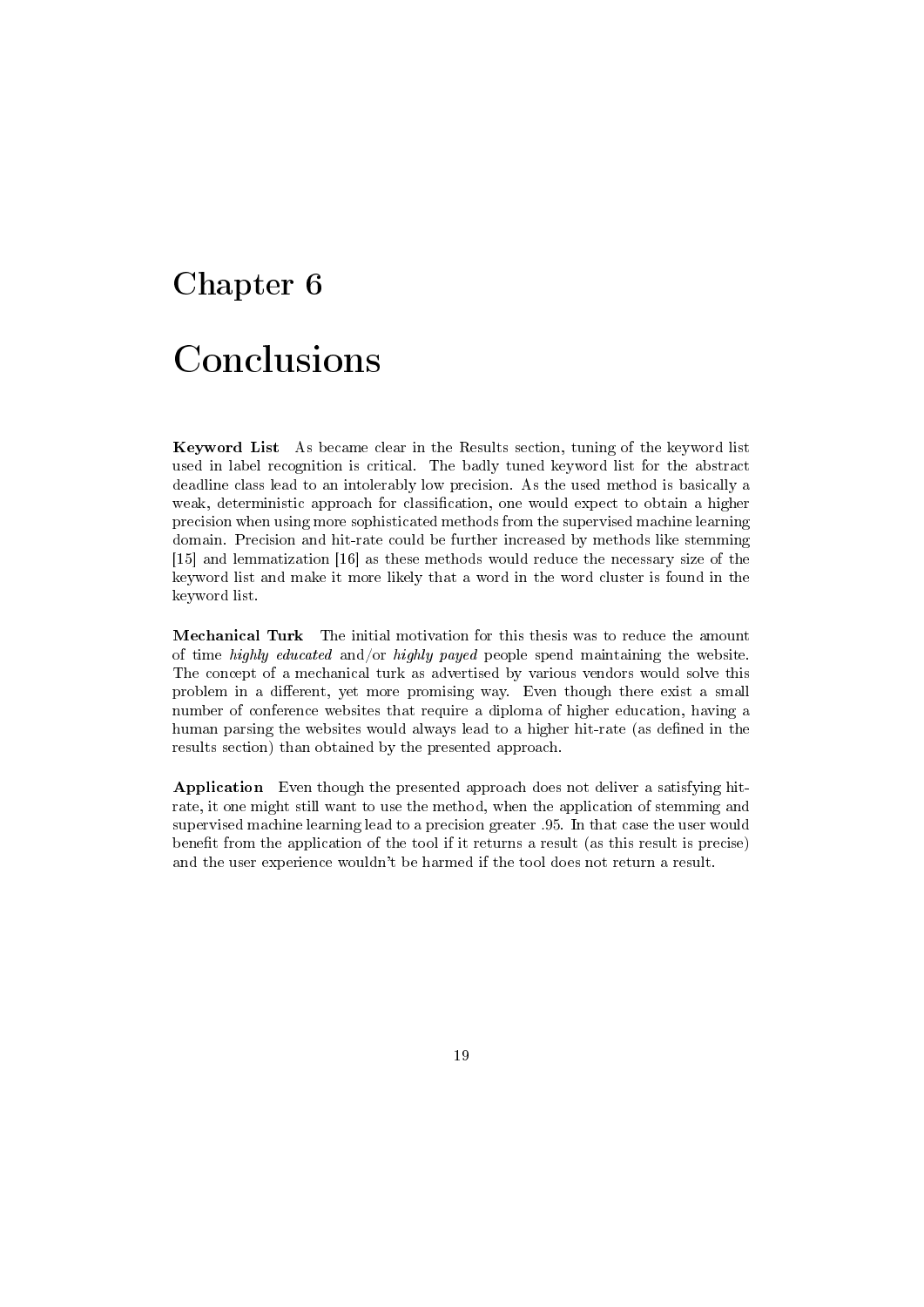# Chapter 6

# Conclusions

**Keyword List** As became clear in the Results section, tuning of the keyword list used in label recognition is critical. The badly tuned keyword list for the abstract deadline class lead to an intolerably low precision. As the used method is basically a weak, deterministic approach for classification, one would expect to obtain a higher precision when using more sophisticated methods from the supervised machine learning domain. Precision and hit-rate could be further increased by methods like stemming [15] and lemmatization [16] as these methods would reduce the necessary size of the keyword list and make it more likely that a word in the word cluster is found in the keyword list.

**Mechanical Turk** The initial motivation for this thesis was to reduce the amount of time *highly educated* and/or *highly payed* people spend maintaining the website. The concept of a mechanical turk as advertised by various vendors would solve this problem in a different, yet more promising way. Even though there exist a small number of conference websites that require a diploma of higher education, having a human parsing the websites would always lead to a higher hit-rate (as defined in the results section) than obtained by the presented approach.

**Application** Even though the presented approach does not deliver a satisfying hit-rate, it one might still want to use the method, when the application of stemming and supervised machine learning lead to a precision greater .95. In that case the user would benefit from the application of the tool if it returns a result (as this result is precise) and the user experience wouldn't be harmed if the tool does not return a result.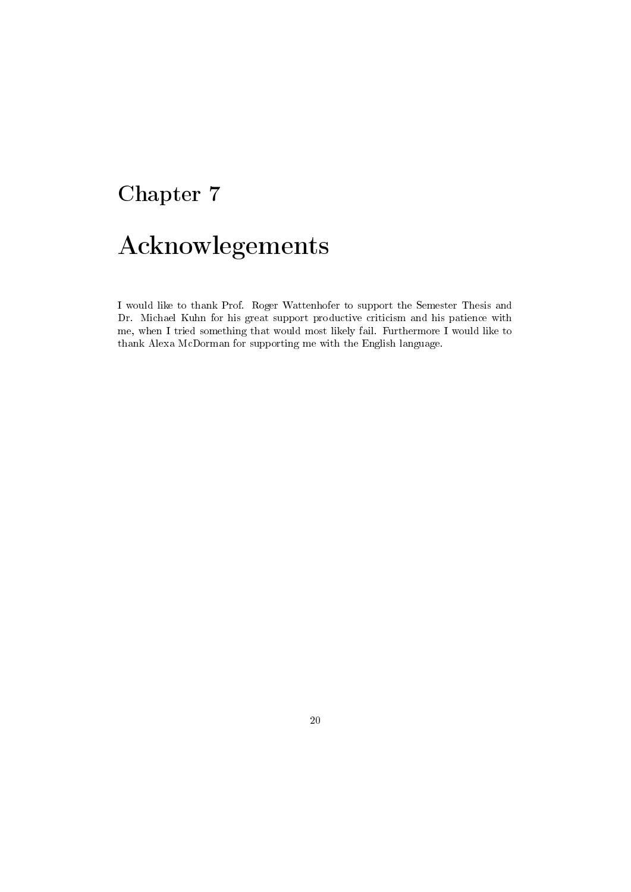# Chapter 7

# Acknowlegements

I would like to thank Prof. Roger Wattenhofer to support the Semester Thesis and Dr. Michael Kuhn for his great support productive criticism and his patience with me, when I tried something that would most likely fail. Furthermore I would like to thank Alexa McDorman for supporting me with the English language.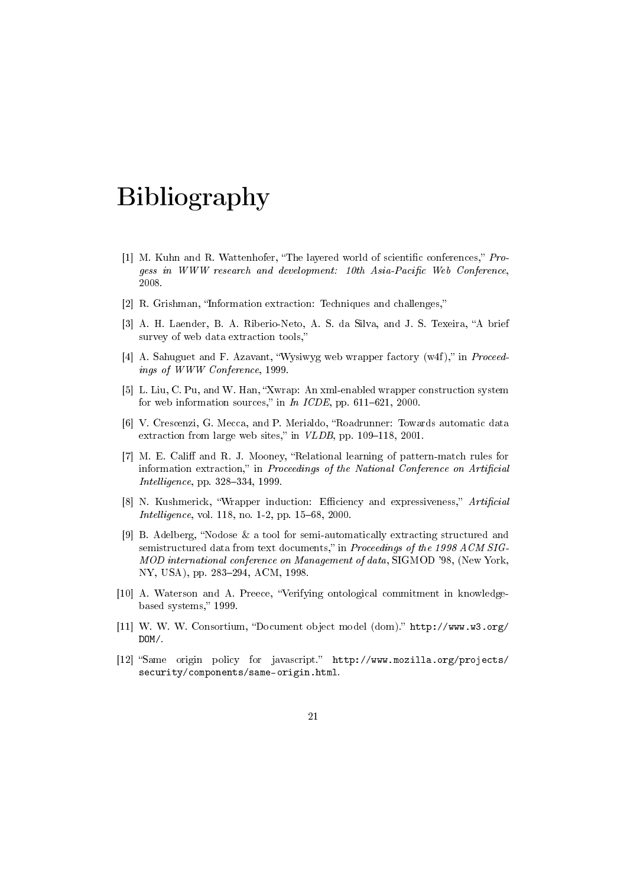# Bibliography

[1] M. Kuhn and R. Wattenhofer, "The layered world of scientific conferences," *Progess in WWW research and development: 10th Asia-Pacific Web Conference*, 2008.

[2] R. Grishman, "Information extraction: Techniques and challenges,"

[3] A. H. Laender, B. A. Riberio-Neto, A. S. da Silva, and J. S. Texeira, "A brief survey of web data extraction tools,"

[4] A. Sahuguet and F. Azavant, "Wysiwyg web wrapper factory (w4f)," in *Proceedings of WWW Conference*, 1999.

[5] L. Liu, C. Pu, and W. Han, "Xwrap: An xml-enabled wrapper construction system for web information sources," in *In ICDE*, pp. 611–621, 2000.

[6] V. Crescenzi, G. Mecca, and P. Merialdo, "Roadrunner: Towards automatic data extraction from large web sites," in *VLDB*, pp. 109–118, 2001.

[7] M. E. Califf and R. J. Mooney, "Relational learning of pattern-match rules for information extraction," in *Proceedings of the National Conference on Artificial Intelligence*, pp. 328–334, 1999.

[8] N. Kushmerick, "Wrapper induction: Efficiency and expressiveness," *Artificial Intelligence*, vol. 118, no. 1-2, pp. 15–68, 2000.

[9] B. Adelberg, "Nodose & a tool for semi-automatically extracting structured and semistructured data from text documents," in *Proceedings of the 1998 ACM SIGMOD international conference on Management of data*, SIGMOD '98, (New York, NY, USA), pp. 283–294, ACM, 1998.

[10] A. Waterson and A. Preece, "Verifying ontological commitment in knowledge-based systems," 1999.

[11] W. W. W. Consortium, "Document object model (dom)." `http://www.w3.org/DOM/`.

[12] "Same origin policy for javascript." `http://www.mozilla.org/projects/security/components/same-origin.html`.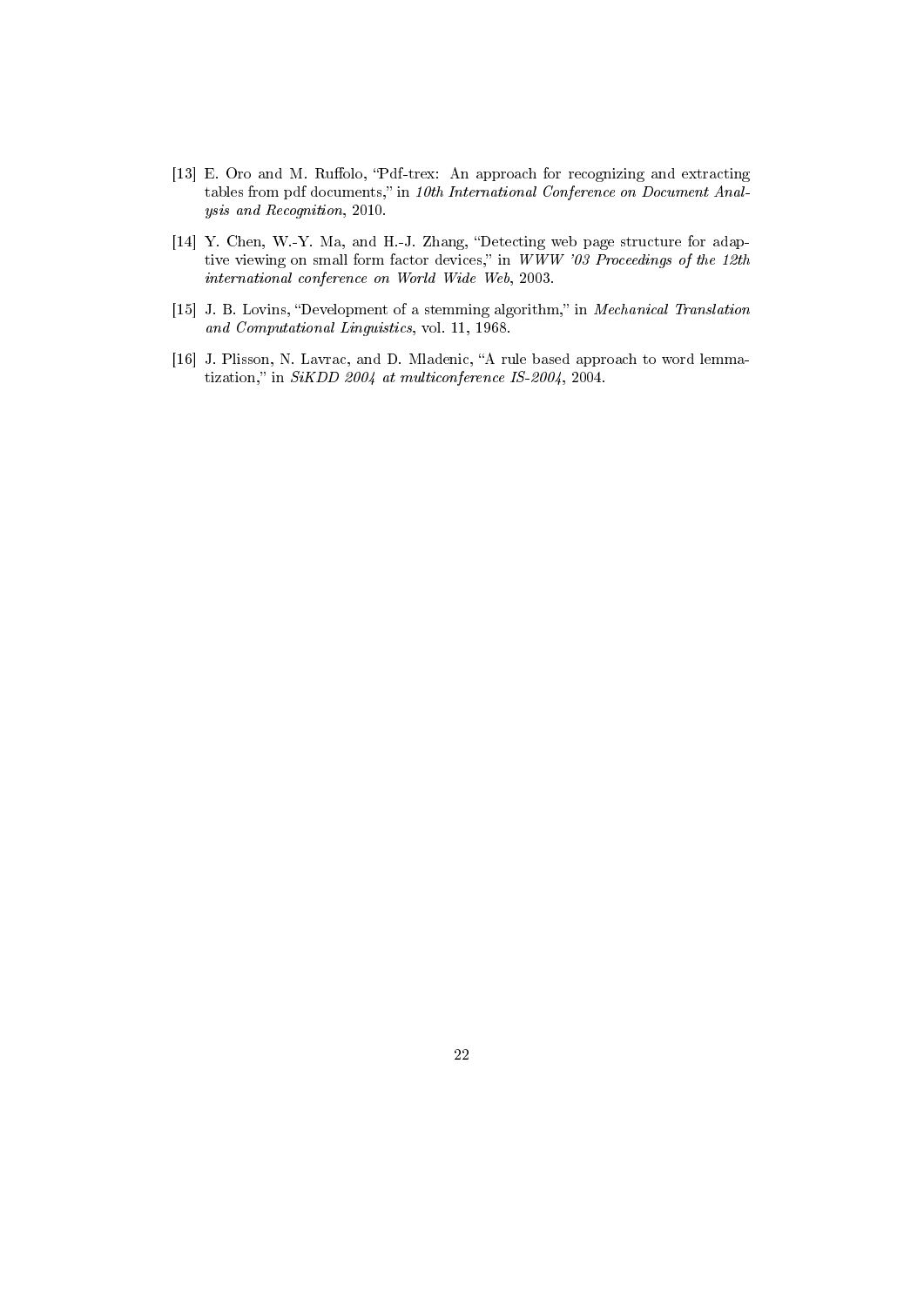[13] E. Oro and M. Ruffolo, "Pdf-trex: An approach for recognizing and extracting tables from pdf documents," in *10th International Conference on Document Analysis and Recognition*, 2010.

[14] Y. Chen, W.-Y. Ma, and H.-J. Zhang, "Detecting web page structure for adaptive viewing on small form factor devices," in *WWW '03 Proceedings of the 12th international conference on World Wide Web*, 2003.

[15] J. B. Lovins, "Development of a stemming algorithm," in *Mechanical Translation and Computational Linguistics*, vol. 11, 1968.

[16] J. Plisson, N. Lavrac, and D. Mladenic, "A rule based approach to word lemmatization," in *SiKDD 2004 at multiconference IS-2004*, 2004.